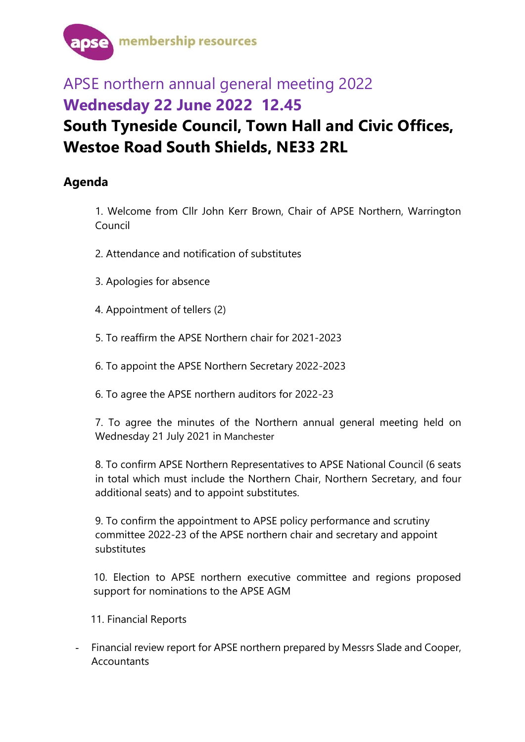# APSE northern annual general meeting 2022

## Wednesday 22 June 2022 12.45

## South Tyneside Council, Town Hall and Civic Offices, Westoe Road South Shields, NE33 2RL

### Agenda

1. Welcome from Cllr John Kerr Brown, Chair of APSE Northern, Warrington Council

2. Attendance and notification of substitutes

3. Apologies for absence

4. Appointment of tellers (2)

5. To reaffirm the APSE Northern chair for 2021-2023

6. To appoint the APSE Northern Secretary 2022-2023

6. To agree the APSE northern auditors for 2022-23

7. To agree the minutes of the Northern annual general meeting held on Wednesday 21 July 2021 in Manchester

8. To confirm APSE Northern Representatives to APSE National Council (6 seats in total which must include the Northern Chair, Northern Secretary, and four additional seats) and to appoint substitutes.

9. To confirm the appointment to APSE policy performance and scrutiny committee 2022-23 of the APSE northern chair and secretary and appoint substitutes

10. Election to APSE northern executive committee and regions proposed support for nominations to the APSE AGM

11. Financial Reports

- Financial review report for APSE northern prepared by Messrs Slade and Cooper, Accountants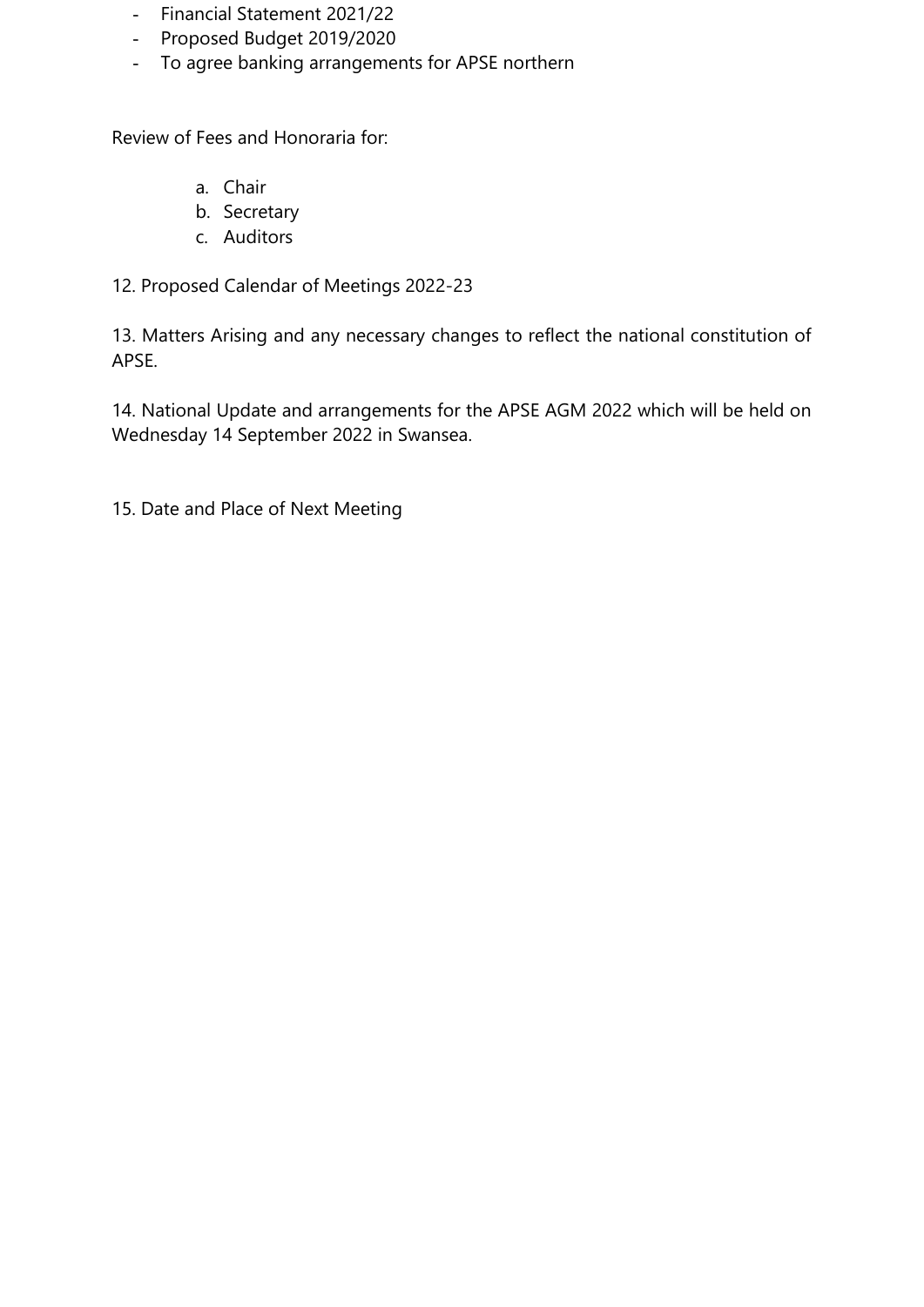- Financial Statement 2021/22
- Proposed Budget 2019/2020
- To agree banking arrangements for APSE northern

Review of Fees and Honoraria for:

a. Chair
b. Secretary
c. Auditors

12. Proposed Calendar of Meetings 2022-23

13. Matters Arising and any necessary changes to reflect the national constitution of APSE.

14. National Update and arrangements for the APSE AGM 2022 which will be held on Wednesday 14 September 2022 in Swansea.

15. Date and Place of Next Meeting